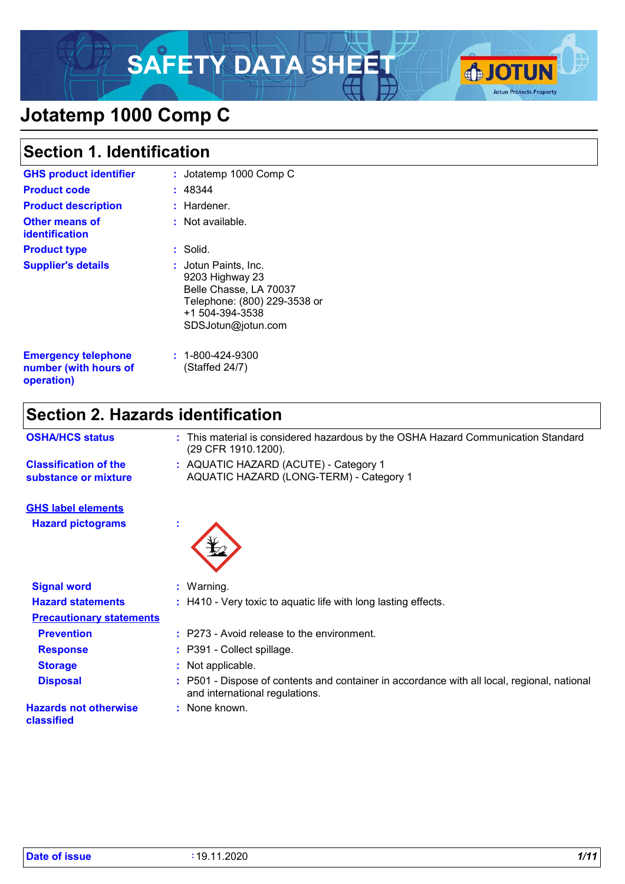# SAFETY DATA SHEET

# Jotatemp 1000 Comp C

## Section 1. Identification

| | |
|---|---|
| **GHS product identifier** | : Jotatemp 1000 Comp C |
| **Product code** | : 48344 |
| **Product description** | : Hardener. |
| **Other means of identification** | : Not available. |
| **Product type** | : Solid. |
| **Supplier's details** | : Jotun Paints, Inc.<br>9203 Highway 23<br>Belle Chasse, LA 70037<br>Telephone: (800) 229-3538 or<br>+1 504-394-3538<br>SDSJotun@jotun.com |
| **Emergency telephone number (with hours of operation)** | : 1-800-424-9300<br>(Staffed 24/7) |

## Section 2. Hazards identification

| | |
|---|---|
| **OSHA/HCS status** | : This material is considered hazardous by the OSHA Hazard Communication Standard (29 CFR 1910.1200). |
| **Classification of the substance or mixture** | : AQUATIC HAZARD (ACUTE) - Category 1<br>AQUATIC HAZARD (LONG-TERM) - Category 1 |

**GHS label elements**

| | |
|---|---|
| **Hazard pictograms** | : |
| **Signal word** | : Warning. |
| **Hazard statements** | : H410 - Very toxic to aquatic life with long lasting effects. |

**Precautionary statements**

| | |
|---|---|
| **Prevention** | : P273 - Avoid release to the environment. |
| **Response** | : P391 - Collect spillage. |
| **Storage** | : Not applicable. |
| **Disposal** | : P501 - Dispose of contents and container in accordance with all local, regional, national and international regulations. |
| **Hazards not otherwise classified** | : None known. |

**Date of issue** : 19.11.2020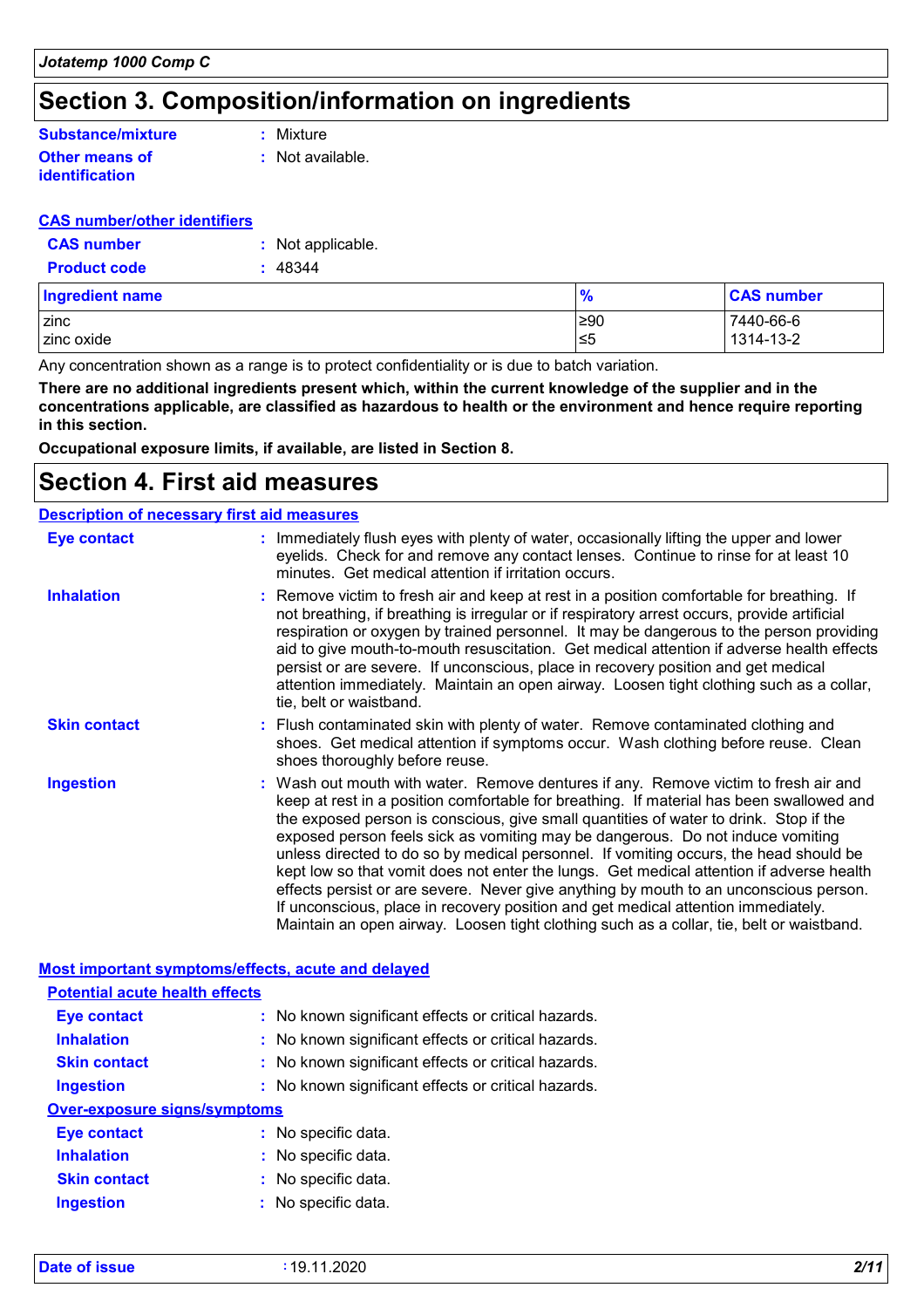## Section 3. Composition/information on ingredients

**Substance/mixture** : Mixture

**Other means of identification** : Not available.

**CAS number/other identifiers**

**CAS number** : Not applicable.

**Product code** : 48344

| Ingredient name | % | CAS number |
|---|---|---|
| zinc | ≥90 | 7440-66-6 |
| zinc oxide | ≤5 | 1314-13-2 |

Any concentration shown as a range is to protect confidentiality or is due to batch variation.

**There are no additional ingredients present which, within the current knowledge of the supplier and in the concentrations applicable, are classified as hazardous to health or the environment and hence require reporting in this section.**

**Occupational exposure limits, if available, are listed in Section 8.**

## Section 4. First aid measures

**Description of necessary first aid measures**

**Eye contact** : Immediately flush eyes with plenty of water, occasionally lifting the upper and lower eyelids. Check for and remove any contact lenses. Continue to rinse for at least 10 minutes. Get medical attention if irritation occurs.

**Inhalation** : Remove victim to fresh air and keep at rest in a position comfortable for breathing. If not breathing, if breathing is irregular or if respiratory arrest occurs, provide artificial respiration or oxygen by trained personnel. It may be dangerous to the person providing aid to give mouth-to-mouth resuscitation. Get medical attention if adverse health effects persist or are severe. If unconscious, place in recovery position and get medical attention immediately. Maintain an open airway. Loosen tight clothing such as a collar, tie, belt or waistband.

**Skin contact** : Flush contaminated skin with plenty of water. Remove contaminated clothing and shoes. Get medical attention if symptoms occur. Wash clothing before reuse. Clean shoes thoroughly before reuse.

**Ingestion** : Wash out mouth with water. Remove dentures if any. Remove victim to fresh air and keep at rest in a position comfortable for breathing. If material has been swallowed and the exposed person is conscious, give small quantities of water to drink. Stop if the exposed person feels sick as vomiting may be dangerous. Do not induce vomiting unless directed to do so by medical personnel. If vomiting occurs, the head should be kept low so that vomit does not enter the lungs. Get medical attention if adverse health effects persist or are severe. Never give anything by mouth to an unconscious person. If unconscious, place in recovery position and get medical attention immediately. Maintain an open airway. Loosen tight clothing such as a collar, tie, belt or waistband.

**Most important symptoms/effects, acute and delayed**

**Potential acute health effects**

**Eye contact** : No known significant effects or critical hazards.

**Inhalation** : No known significant effects or critical hazards.

**Skin contact** : No known significant effects or critical hazards.

**Ingestion** : No known significant effects or critical hazards.

**Over-exposure signs/symptoms**

**Eye contact** : No specific data.

**Inhalation** : No specific data.

**Skin contact** : No specific data.

**Ingestion** : No specific data.

**Date of issue** : 19.11.2020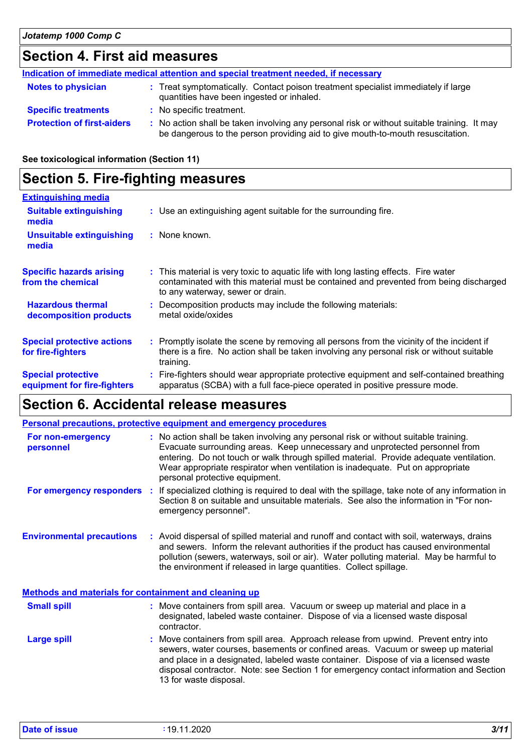## Section 4. First aid measures

### Indication of immediate medical attention and special treatment needed, if necessary

**Notes to physician** : Treat symptomatically. Contact poison treatment specialist immediately if large quantities have been ingested or inhaled.

**Specific treatments** : No specific treatment.

**Protection of first-aiders** : No action shall be taken involving any personal risk or without suitable training. It may be dangerous to the person providing aid to give mouth-to-mouth resuscitation.

**See toxicological information (Section 11)**

## Section 5. Fire-fighting measures

### Extinguishing media

**Suitable extinguishing media** : Use an extinguishing agent suitable for the surrounding fire.

**Unsuitable extinguishing media** : None known.

**Specific hazards arising from the chemical** : This material is very toxic to aquatic life with long lasting effects. Fire water contaminated with this material must be contained and prevented from being discharged to any waterway, sewer or drain.

**Hazardous thermal decomposition products** : Decomposition products may include the following materials: metal oxide/oxides

**Special protective actions for fire-fighters** : Promptly isolate the scene by removing all persons from the vicinity of the incident if there is a fire. No action shall be taken involving any personal risk or without suitable training.

**Special protective equipment for fire-fighters** : Fire-fighters should wear appropriate protective equipment and self-contained breathing apparatus (SCBA) with a full face-piece operated in positive pressure mode.

## Section 6. Accidental release measures

### Personal precautions, protective equipment and emergency procedures

**For non-emergency personnel** : No action shall be taken involving any personal risk or without suitable training. Evacuate surrounding areas. Keep unnecessary and unprotected personnel from entering. Do not touch or walk through spilled material. Provide adequate ventilation. Wear appropriate respirator when ventilation is inadequate. Put on appropriate personal protective equipment.

**For emergency responders** : If specialized clothing is required to deal with the spillage, take note of any information in Section 8 on suitable and unsuitable materials. See also the information in "For non-emergency personnel".

**Environmental precautions** : Avoid dispersal of spilled material and runoff and contact with soil, waterways, drains and sewers. Inform the relevant authorities if the product has caused environmental pollution (sewers, waterways, soil or air). Water polluting material. May be harmful to the environment if released in large quantities. Collect spillage.

### Methods and materials for containment and cleaning up

**Small spill** : Move containers from spill area. Vacuum or sweep up material and place in a designated, labeled waste container. Dispose of via a licensed waste disposal contractor.

**Large spill** : Move containers from spill area. Approach release from upwind. Prevent entry into sewers, water courses, basements or confined areas. Vacuum or sweep up material and place in a designated, labeled waste container. Dispose of via a licensed waste disposal contractor. Note: see Section 1 for emergency contact information and Section 13 for waste disposal.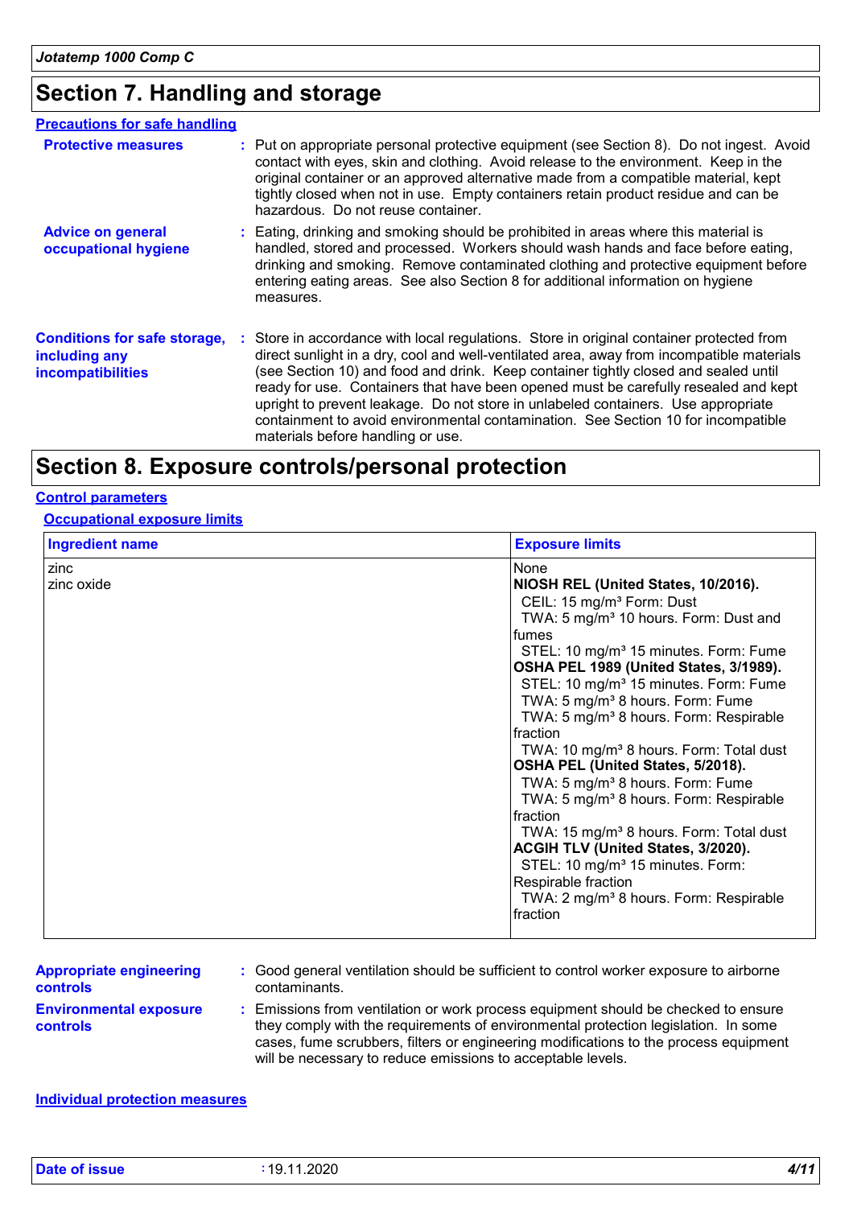## Section 7. Handling and storage

**Precautions for safe handling**

**Protective measures** : Put on appropriate personal protective equipment (see Section 8). Do not ingest. Avoid contact with eyes, skin and clothing. Avoid release to the environment. Keep in the original container or an approved alternative made from a compatible material, kept tightly closed when not in use. Empty containers retain product residue and can be hazardous. Do not reuse container.

**Advice on general occupational hygiene** : Eating, drinking and smoking should be prohibited in areas where this material is handled, stored and processed. Workers should wash hands and face before eating, drinking and smoking. Remove contaminated clothing and protective equipment before entering eating areas. See also Section 8 for additional information on hygiene measures.

**Conditions for safe storage, including any incompatibilities** : Store in accordance with local regulations. Store in original container protected from direct sunlight in a dry, cool and well-ventilated area, away from incompatible materials (see Section 10) and food and drink. Keep container tightly closed and sealed until ready for use. Containers that have been opened must be carefully resealed and kept upright to prevent leakage. Do not store in unlabeled containers. Use appropriate containment to avoid environmental contamination. See Section 10 for incompatible materials before handling or use.

## Section 8. Exposure controls/personal protection

**Control parameters**

**Occupational exposure limits**

| Ingredient name | Exposure limits |
|---|---|
| zinc | None |
| zinc oxide | **NIOSH REL (United States, 10/2016).**<br>CEIL: 15 mg/m³ Form: Dust<br>TWA: 5 mg/m³ 10 hours. Form: Dust and fumes<br>STEL: 10 mg/m³ 15 minutes. Form: Fume<br>**OSHA PEL 1989 (United States, 3/1989).**<br>STEL: 10 mg/m³ 15 minutes. Form: Fume<br>TWA: 5 mg/m³ 8 hours. Form: Fume<br>TWA: 5 mg/m³ 8 hours. Form: Respirable fraction<br>TWA: 10 mg/m³ 8 hours. Form: Total dust<br>**OSHA PEL (United States, 5/2018).**<br>TWA: 5 mg/m³ 8 hours. Form: Fume<br>TWA: 5 mg/m³ 8 hours. Form: Respirable fraction<br>TWA: 15 mg/m³ 8 hours. Form: Total dust<br>**ACGIH TLV (United States, 3/2020).**<br>STEL: 10 mg/m³ 15 minutes. Form: Respirable fraction<br>TWA: 2 mg/m³ 8 hours. Form: Respirable fraction |

**Appropriate engineering controls** : Good general ventilation should be sufficient to control worker exposure to airborne contaminants.

**Environmental exposure controls** : Emissions from ventilation or work process equipment should be checked to ensure they comply with the requirements of environmental protection legislation. In some cases, fume scrubbers, filters or engineering modifications to the process equipment will be necessary to reduce emissions to acceptable levels.

**Individual protection measures**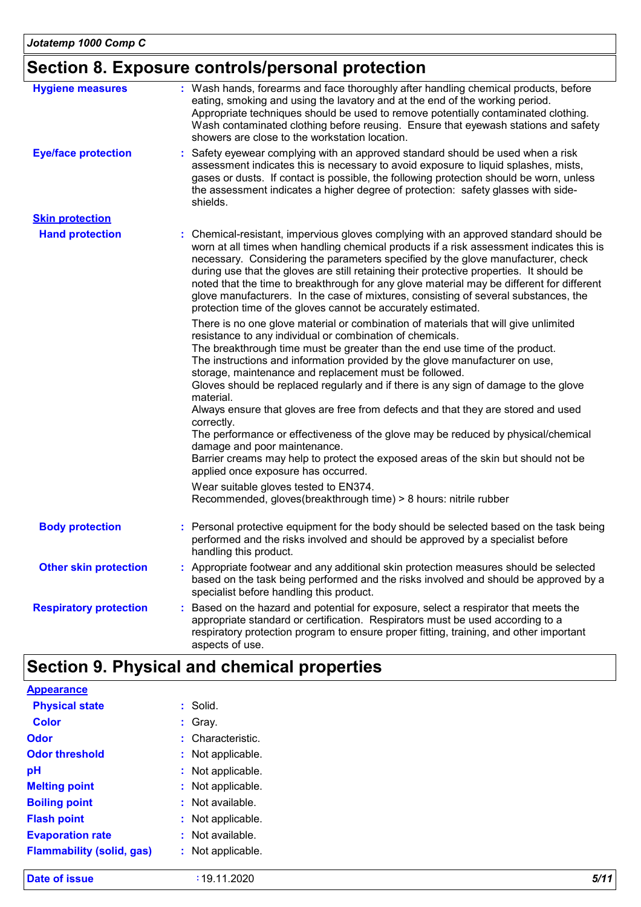## Section 8. Exposure controls/personal protection

**Hygiene measures** : Wash hands, forearms and face thoroughly after handling chemical products, before eating, smoking and using the lavatory and at the end of the working period. Appropriate techniques should be used to remove potentially contaminated clothing. Wash contaminated clothing before reusing. Ensure that eyewash stations and safety showers are close to the workstation location.

**Eye/face protection** : Safety eyewear complying with an approved standard should be used when a risk assessment indicates this is necessary to avoid exposure to liquid splashes, mists, gases or dusts. If contact is possible, the following protection should be worn, unless the assessment indicates a higher degree of protection: safety glasses with side-shields.

**Skin protection**

**Hand protection** : Chemical-resistant, impervious gloves complying with an approved standard should be worn at all times when handling chemical products if a risk assessment indicates this is necessary. Considering the parameters specified by the glove manufacturer, check during use that the gloves are still retaining their protective properties. It should be noted that the time to breakthrough for any glove material may be different for different glove manufacturers. In the case of mixtures, consisting of several substances, the protection time of the gloves cannot be accurately estimated.

There is no one glove material or combination of materials that will give unlimited resistance to any individual or combination of chemicals.
The breakthrough time must be greater than the end use time of the product.
The instructions and information provided by the glove manufacturer on use, storage, maintenance and replacement must be followed.
Gloves should be replaced regularly and if there is any sign of damage to the glove material.
Always ensure that gloves are free from defects and that they are stored and used correctly.
The performance or effectiveness of the glove may be reduced by physical/chemical damage and poor maintenance.
Barrier creams may help to protect the exposed areas of the skin but should not be applied once exposure has occurred.

Wear suitable gloves tested to EN374.
Recommended, gloves(breakthrough time) > 8 hours: nitrile rubber

**Body protection** : Personal protective equipment for the body should be selected based on the task being performed and the risks involved and should be approved by a specialist before handling this product.

**Other skin protection** : Appropriate footwear and any additional skin protection measures should be selected based on the task being performed and the risks involved and should be approved by a specialist before handling this product.

**Respiratory protection** : Based on the hazard and potential for exposure, select a respirator that meets the appropriate standard or certification. Respirators must be used according to a respiratory protection program to ensure proper fitting, training, and other important aspects of use.

## Section 9. Physical and chemical properties

**Appearance**

**Physical state** : Solid.

**Color** : Gray.

**Odor** : Characteristic.

**Odor threshold** : Not applicable.

**pH** : Not applicable.

**Melting point** : Not applicable.

**Boiling point** : Not available.

**Flash point** : Not applicable.

**Evaporation rate** : Not available.

**Flammability (solid, gas)** : Not applicable.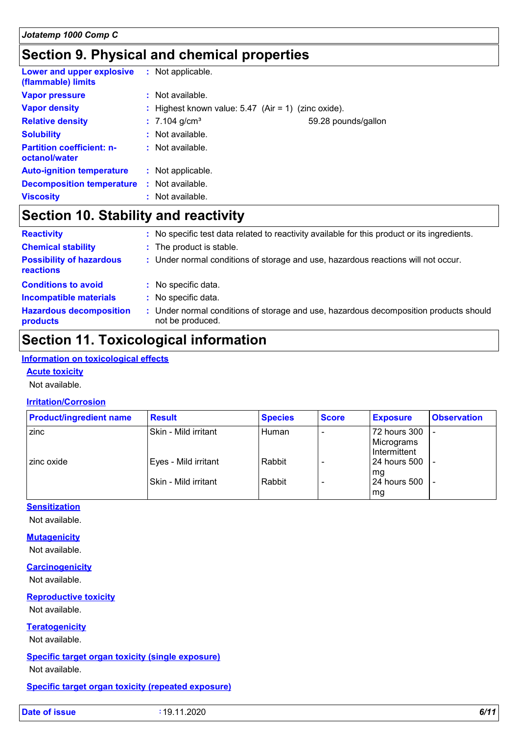## Section 9. Physical and chemical properties

| | | |
|---|---|---|
| **Lower and upper explosive (flammable) limits** | : Not applicable. | |
| **Vapor pressure** | : Not available. | |
| **Vapor density** | : Highest known value: 5.47 (Air = 1) (zinc oxide). | |
| **Relative density** | : 7.104 g/cm³ | 59.28 pounds/gallon |
| **Solubility** | : Not available. | |
| **Partition coefficient: n-octanol/water** | : Not available. | |
| **Auto-ignition temperature** | : Not applicable. | |
| **Decomposition temperature** | : Not available. | |
| **Viscosity** | : Not available. | |

## Section 10. Stability and reactivity

| | |
|---|---|
| **Reactivity** | : No specific test data related to reactivity available for this product or its ingredients. |
| **Chemical stability** | : The product is stable. |
| **Possibility of hazardous reactions** | : Under normal conditions of storage and use, hazardous reactions will not occur. |
| **Conditions to avoid** | : No specific data. |
| **Incompatible materials** | : No specific data. |
| **Hazardous decomposition products** | : Under normal conditions of storage and use, hazardous decomposition products should not be produced. |

## Section 11. Toxicological information

### Information on toxicological effects

#### Acute toxicity

Not available.

#### Irritation/Corrosion

| Product/ingredient name | Result | Species | Score | Exposure | Observation |
|---|---|---|---|---|---|
| zinc | Skin - Mild irritant | Human | - | 72 hours 300 Micrograms Intermittent | - |
| zinc oxide | Eyes - Mild irritant | Rabbit | - | 24 hours 500 mg | - |
| | Skin - Mild irritant | Rabbit | - | 24 hours 500 mg | - |

#### Sensitization

Not available.

#### Mutagenicity

Not available.

#### Carcinogenicity

Not available.

#### Reproductive toxicity

Not available.

#### Teratogenicity

Not available.

#### Specific target organ toxicity (single exposure)

Not available.

#### Specific target organ toxicity (repeated exposure)

**Date of issue** : 19.11.2020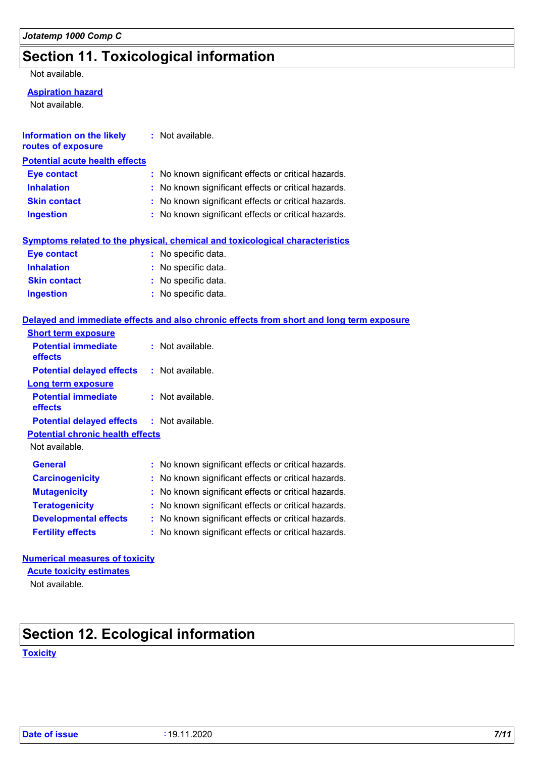## Section 11. Toxicological information

Not available.

**Aspiration hazard**

Not available.

**Information on the likely routes of exposure** : Not available.

**Potential acute health effects**

| | |
|---|---|
| **Eye contact** | : No known significant effects or critical hazards. |
| **Inhalation** | : No known significant effects or critical hazards. |
| **Skin contact** | : No known significant effects or critical hazards. |
| **Ingestion** | : No known significant effects or critical hazards. |

**Symptoms related to the physical, chemical and toxicological characteristics**

| | |
|---|---|
| **Eye contact** | : No specific data. |
| **Inhalation** | : No specific data. |
| **Skin contact** | : No specific data. |
| **Ingestion** | : No specific data. |

**Delayed and immediate effects and also chronic effects from short and long term exposure**

**Short term exposure**

| | |
|---|---|
| **Potential immediate effects** | : Not available. |
| **Potential delayed effects** | : Not available. |

**Long term exposure**

| | |
|---|---|
| **Potential immediate effects** | : Not available. |
| **Potential delayed effects** | : Not available. |

**Potential chronic health effects**

Not available.

| | |
|---|---|
| **General** | : No known significant effects or critical hazards. |
| **Carcinogenicity** | : No known significant effects or critical hazards. |
| **Mutagenicity** | : No known significant effects or critical hazards. |
| **Teratogenicity** | : No known significant effects or critical hazards. |
| **Developmental effects** | : No known significant effects or critical hazards. |
| **Fertility effects** | : No known significant effects or critical hazards. |

**Numerical measures of toxicity**

**Acute toxicity estimates**

Not available.

## Section 12. Ecological information

**Toxicity**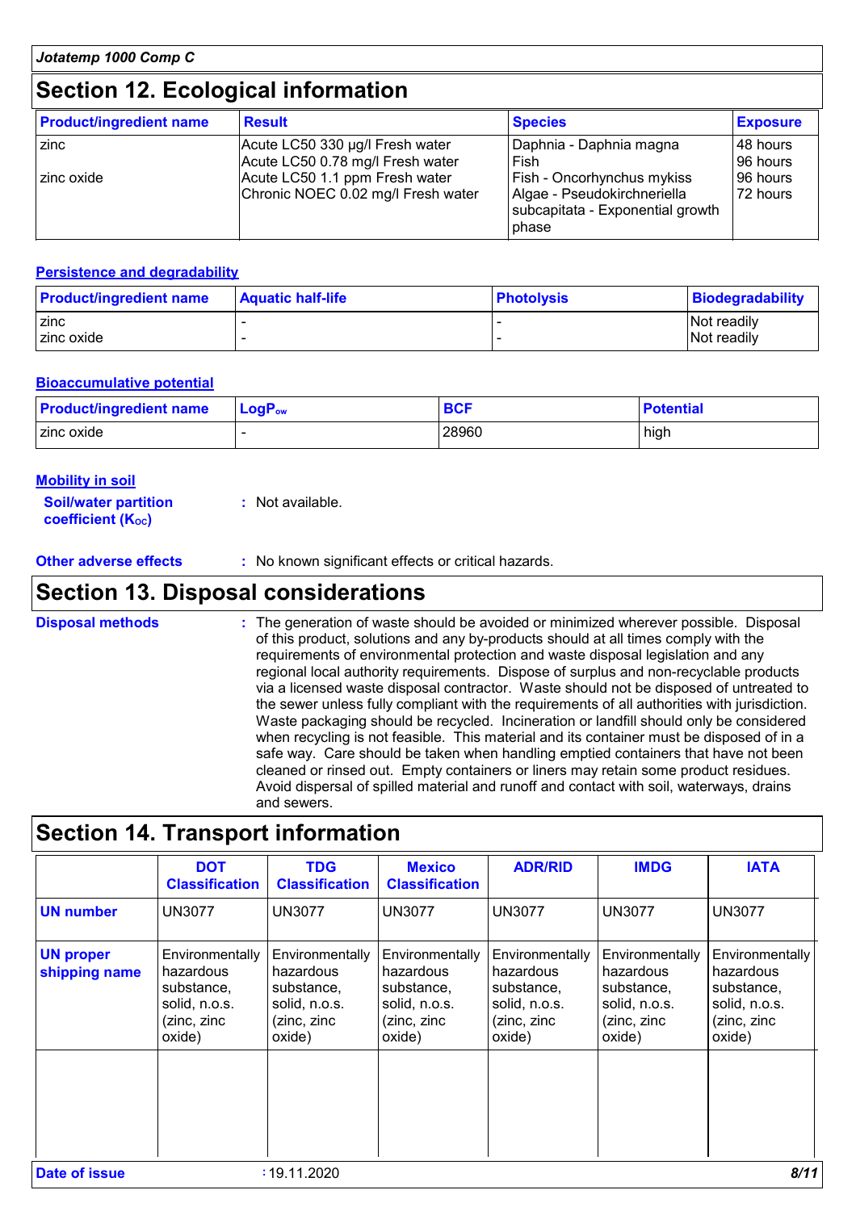## Section 12. Ecological information

| Product/ingredient name | Result | Species | Exposure |
|---|---|---|---|
| zinc | Acute LC50 330 µg/l Fresh water | Daphnia - Daphnia magna | 48 hours |
| | Acute LC50 0.78 mg/l Fresh water | Fish | 96 hours |
| zinc oxide | Acute LC50 1.1 ppm Fresh water | Fish - Oncorhynchus mykiss | 96 hours |
| | Chronic NOEC 0.02 mg/l Fresh water | Algae - Pseudokirchneriella subcapitata - Exponential growth phase | 72 hours |

### Persistence and degradability

| Product/ingredient name | Aquatic half-life | Photolysis | Biodegradability |
|---|---|---|---|
| zinc | - | - | Not readily |
| zinc oxide | - | - | Not readily |

### Bioaccumulative potential

| Product/ingredient name | $LogP_{ow}$ | BCF | Potential |
|---|---|---|---|
| zinc oxide | - | 28960 | high |

### Mobility in soil

**Soil/water partition coefficient ($K_{OC}$)** : Not available.

**Other adverse effects** : No known significant effects or critical hazards.

## Section 13. Disposal considerations

**Disposal methods** : The generation of waste should be avoided or minimized wherever possible. Disposal of this product, solutions and any by-products should at all times comply with the requirements of environmental protection and waste disposal legislation and any regional local authority requirements. Dispose of surplus and non-recyclable products via a licensed waste disposal contractor. Waste should not be disposed of untreated to the sewer unless fully compliant with the requirements of all authorities with jurisdiction. Waste packaging should be recycled. Incineration or landfill should only be considered when recycling is not feasible. This material and its container must be disposed of in a safe way. Care should be taken when handling emptied containers that have not been cleaned or rinsed out. Empty containers or liners may retain some product residues. Avoid dispersal of spilled material and runoff and contact with soil, waterways, drains and sewers.

## Section 14. Transport information

| | DOT Classification | TDG Classification | Mexico Classification | ADR/RID | IMDG | IATA |
|---|---|---|---|---|---|---|
| **UN number** | UN3077 | UN3077 | UN3077 | UN3077 | UN3077 | UN3077 |
| **UN proper shipping name** | Environmentally hazardous substance, solid, n.o.s. (zinc, zinc oxide) | Environmentally hazardous substance, solid, n.o.s. (zinc, zinc oxide) | Environmentally hazardous substance, solid, n.o.s. (zinc, zinc oxide) | Environmentally hazardous substance, solid, n.o.s. (zinc, zinc oxide) | Environmentally hazardous substance, solid, n.o.s. (zinc, zinc oxide) | Environmentally hazardous substance, solid, n.o.s. (zinc, zinc oxide) |
| | | | | | | |

**Date of issue** : 19.11.2020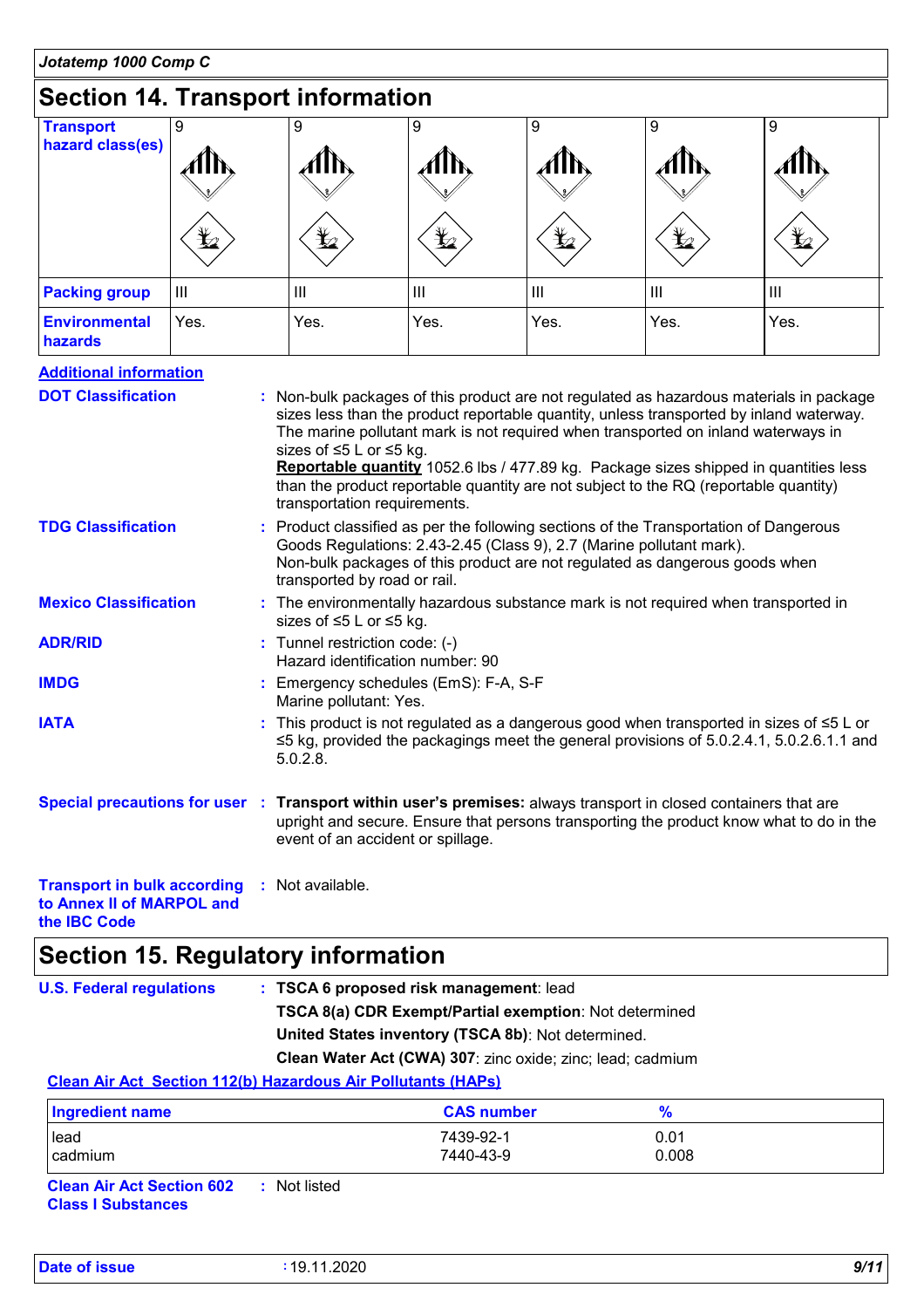Jotatemp 1000 Comp C

## Section 14. Transport information

| Transport hazard class(es) | 9 | 9 | 9 | 9 | 9 | 9 |
|---|---|---|---|---|---|---|
| Packing group | III | III | III | III | III | III |
| Environmental hazards | Yes. | Yes. | Yes. | Yes. | Yes. | Yes. |

**Additional information**

**DOT Classification** : Non-bulk packages of this product are not regulated as hazardous materials in package sizes less than the product reportable quantity, unless transported by inland waterway. The marine pollutant mark is not required when transported on inland waterways in sizes of ≤5 L or ≤5 kg.
**Reportable quantity** 1052.6 lbs / 477.89 kg. Package sizes shipped in quantities less than the product reportable quantity are not subject to the RQ (reportable quantity) transportation requirements.

**TDG Classification** : Product classified as per the following sections of the Transportation of Dangerous Goods Regulations: 2.43-2.45 (Class 9), 2.7 (Marine pollutant mark).
Non-bulk packages of this product are not regulated as dangerous goods when transported by road or rail.

**Mexico Classification** : The environmentally hazardous substance mark is not required when transported in sizes of ≤5 L or ≤5 kg.

**ADR/RID** : Tunnel restriction code: (-)
Hazard identification number: 90

**IMDG** : Emergency schedules (EmS): F-A, S-F
Marine pollutant: Yes.

**IATA** : This product is not regulated as a dangerous good when transported in sizes of ≤5 L or ≤5 kg, provided the packagings meet the general provisions of 5.0.2.4.1, 5.0.2.6.1.1 and 5.0.2.8.

**Special precautions for user** : **Transport within user's premises:** always transport in closed containers that are upright and secure. Ensure that persons transporting the product know what to do in the event of an accident or spillage.

**Transport in bulk according to Annex II of MARPOL and the IBC Code** : Not available.

## Section 15. Regulatory information

**U.S. Federal regulations** : **TSCA 6 proposed risk management**: lead
**TSCA 8(a) CDR Exempt/Partial exemption**: Not determined
**United States inventory (TSCA 8b)**: Not determined.
**Clean Water Act (CWA) 307**: zinc oxide; zinc; lead; cadmium

**Clean Air Act Section 112(b) Hazardous Air Pollutants (HAPs)**

| Ingredient name | CAS number | % |
|---|---|---|
| lead | 7439-92-1 | 0.01 |
| cadmium | 7440-43-9 | 0.008 |

**Clean Air Act Section 602 Class I Substances** : Not listed

**Date of issue** : 19.11.2020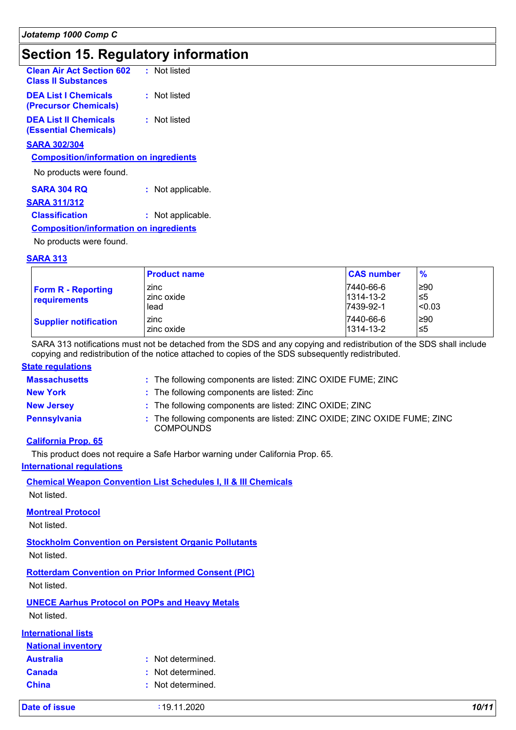## Section 15. Regulatory information

**Clean Air Act Section 602 Class II Substances** : Not listed

**DEA List I Chemicals (Precursor Chemicals)** : Not listed

**DEA List II Chemicals (Essential Chemicals)** : Not listed

**SARA 302/304**

**Composition/information on ingredients**

No products were found.

**SARA 304 RQ** : Not applicable.

**SARA 311/312**

**Classification** : Not applicable.

**Composition/information on ingredients**

No products were found.

**SARA 313**

| | Product name | CAS number | % |
|---|---|---|---|
| Form R - Reporting requirements | zinc<br>zinc oxide<br>lead | 7440-66-6<br>1314-13-2<br>7439-92-1 | ≥90<br>≤5<br><0.03 |
| Supplier notification | zinc<br>zinc oxide | 7440-66-6<br>1314-13-2 | ≥90<br>≤5 |

SARA 313 notifications must not be detached from the SDS and any copying and redistribution of the SDS shall include copying and redistribution of the notice attached to copies of the SDS subsequently redistributed.

**State regulations**

**Massachusetts** : The following components are listed: ZINC OXIDE FUME; ZINC

**New York** : The following components are listed: Zinc

**New Jersey** : The following components are listed: ZINC OXIDE; ZINC

**Pennsylvania** : The following components are listed: ZINC OXIDE; ZINC OXIDE FUME; ZINC COMPOUNDS

**California Prop. 65**

This product does not require a Safe Harbor warning under California Prop. 65.

**International regulations**

**Chemical Weapon Convention List Schedules I, II & III Chemicals**

Not listed.

**Montreal Protocol**

Not listed.

**Stockholm Convention on Persistent Organic Pollutants**

Not listed.

**Rotterdam Convention on Prior Informed Consent (PIC)**

Not listed.

**UNECE Aarhus Protocol on POPs and Heavy Metals**

Not listed.

**International lists**

**National inventory**

**Australia** : Not determined.

**Canada** : Not determined.

**China** : Not determined.

**Date of issue** : 19.11.2020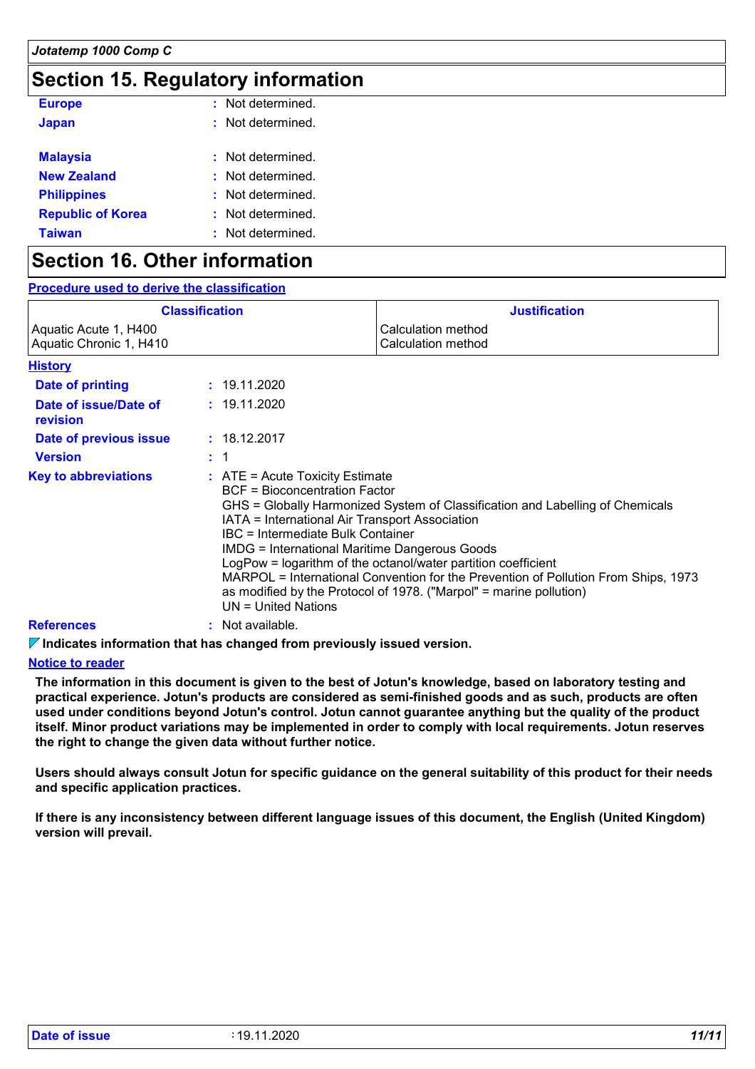## Section 15. Regulatory information

**Europe** : Not determined.

**Japan** : Not determined.

**Malaysia** : Not determined.

**New Zealand** : Not determined.

**Philippines** : Not determined.

**Republic of Korea** : Not determined.

**Taiwan** : Not determined.

## Section 16. Other information

**Procedure used to derive the classification**

| Classification | Justification |
|---|---|
| Aquatic Acute 1, H400<br>Aquatic Chronic 1, H410 | Calculation method<br>Calculation method |

**History**

**Date of printing** : 19.11.2020

**Date of issue/Date of revision** : 19.11.2020

**Date of previous issue** : 18.12.2017

**Version** : 1

**Key to abbreviations** :
- ATE = Acute Toxicity Estimate
- BCF = Bioconcentration Factor
- GHS = Globally Harmonized System of Classification and Labelling of Chemicals
- IATA = International Air Transport Association
- IBC = Intermediate Bulk Container
- IMDG = International Maritime Dangerous Goods
- LogPow = logarithm of the octanol/water partition coefficient
- MARPOL = International Convention for the Prevention of Pollution From Ships, 1973 as modified by the Protocol of 1978. ("Marpol" = marine pollution)
- UN = United Nations

**References** : Not available.

**Indicates information that has changed from previously issued version.**

**Notice to reader**

**The information in this document is given to the best of Jotun's knowledge, based on laboratory testing and practical experience. Jotun's products are considered as semi-finished goods and as such, products are often used under conditions beyond Jotun's control. Jotun cannot guarantee anything but the quality of the product itself. Minor product variations may be implemented in order to comply with local requirements. Jotun reserves the right to change the given data without further notice.**

**Users should always consult Jotun for specific guidance on the general suitability of this product for their needs and specific application practices.**

**If there is any inconsistency between different language issues of this document, the English (United Kingdom) version will prevail.**